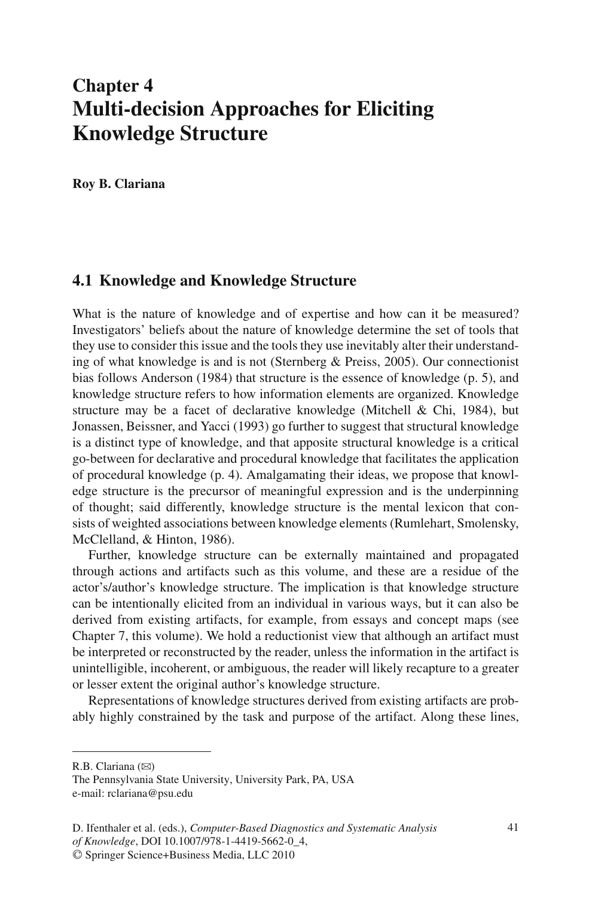# Chapter 4
# Multi-decision Approaches for Eliciting Knowledge Structure

**Roy B. Clariana**

## 4.1 Knowledge and Knowledge Structure

What is the nature of knowledge and of expertise and how can it be measured? Investigators' beliefs about the nature of knowledge determine the set of tools that they use to consider this issue and the tools they use inevitably alter their understanding of what knowledge is and is not (Sternberg & Preiss, 2005). Our connectionist bias follows Anderson (1984) that structure is the essence of knowledge (p. 5), and knowledge structure refers to how information elements are organized. Knowledge structure may be a facet of declarative knowledge (Mitchell & Chi, 1984), but Jonassen, Beissner, and Yacci (1993) go further to suggest that structural knowledge is a distinct type of knowledge, and that apposite structural knowledge is a critical go-between for declarative and procedural knowledge that facilitates the application of procedural knowledge (p. 4). Amalgamating their ideas, we propose that knowledge structure is the precursor of meaningful expression and is the underpinning of thought; said differently, knowledge structure is the mental lexicon that consists of weighted associations between knowledge elements (Rumlehart, Smolensky, McClelland, & Hinton, 1986).

Further, knowledge structure can be externally maintained and propagated through actions and artifacts such as this volume, and these are a residue of the actor's/author's knowledge structure. The implication is that knowledge structure can be intentionally elicited from an individual in various ways, but it can also be derived from existing artifacts, for example, from essays and concept maps (see Chapter 7, this volume). We hold a reductionist view that although an artifact must be interpreted or reconstructed by the reader, unless the information in the artifact is unintelligible, incoherent, or ambiguous, the reader will likely recapture to a greater or lesser extent the original author's knowledge structure.

Representations of knowledge structures derived from existing artifacts are probably highly constrained by the task and purpose of the artifact. Along these lines,

---

R.B. Clariana (✉)
The Pennsylvania State University, University Park, PA, USA
e-mail: rclariana@psu.edu

D. Ifenthaler et al. (eds.), *Computer-Based Diagnostics and Systematic Analysis of Knowledge*, DOI 10.1007/978-1-4419-5662-0_4,
© Springer Science+Business Media, LLC 2010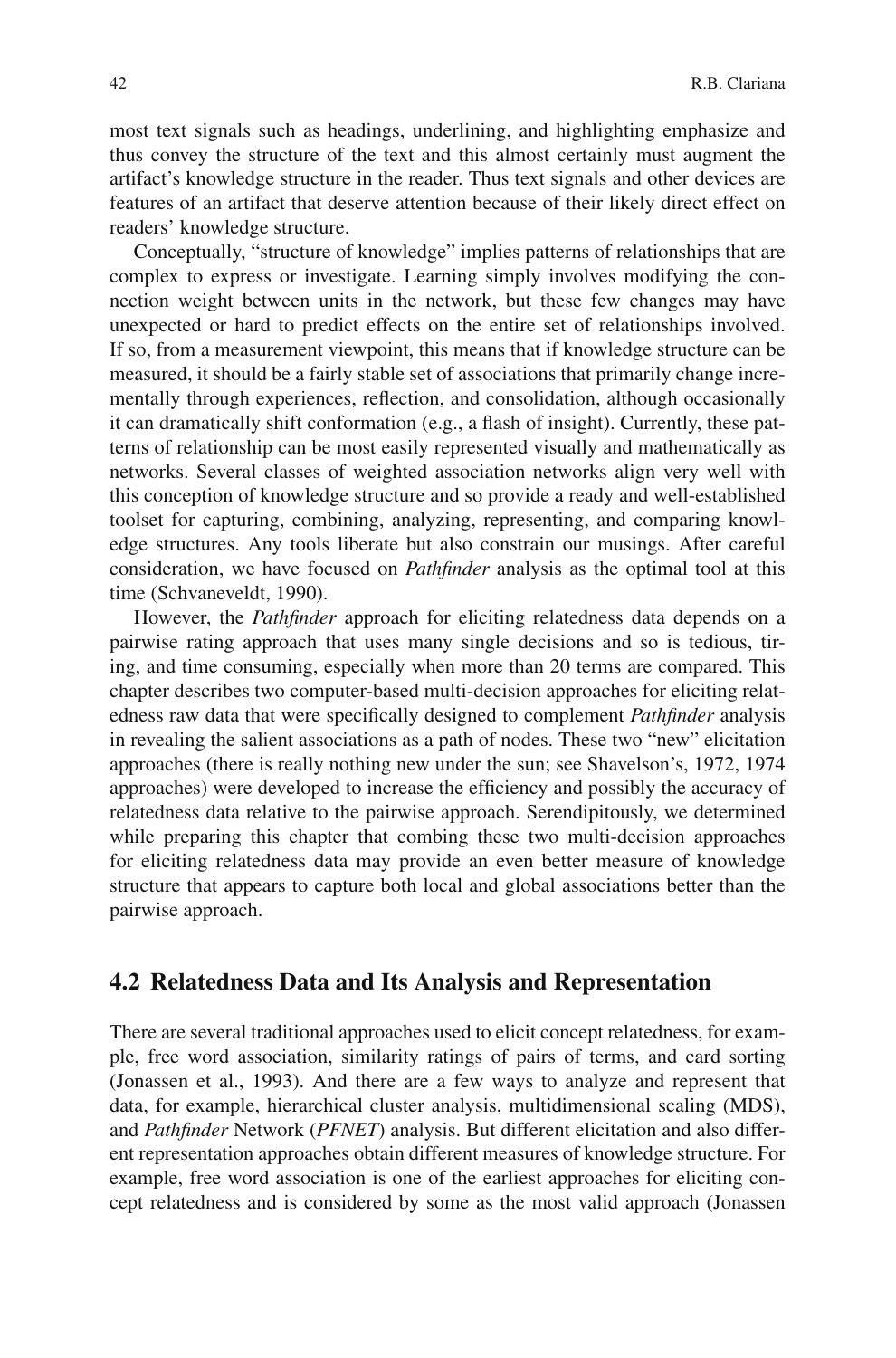most text signals such as headings, underlining, and highlighting emphasize and thus convey the structure of the text and this almost certainly must augment the artifact's knowledge structure in the reader. Thus text signals and other devices are features of an artifact that deserve attention because of their likely direct effect on readers' knowledge structure.

Conceptually, "structure of knowledge" implies patterns of relationships that are complex to express or investigate. Learning simply involves modifying the connection weight between units in the network, but these few changes may have unexpected or hard to predict effects on the entire set of relationships involved. If so, from a measurement viewpoint, this means that if knowledge structure can be measured, it should be a fairly stable set of associations that primarily change incrementally through experiences, reflection, and consolidation, although occasionally it can dramatically shift conformation (e.g., a flash of insight). Currently, these patterns of relationship can be most easily represented visually and mathematically as networks. Several classes of weighted association networks align very well with this conception of knowledge structure and so provide a ready and well-established toolset for capturing, combining, analyzing, representing, and comparing knowledge structures. Any tools liberate but also constrain our musings. After careful consideration, we have focused on *Pathfinder* analysis as the optimal tool at this time (Schvaneveldt, 1990).

However, the *Pathfinder* approach for eliciting relatedness data depends on a pairwise rating approach that uses many single decisions and so is tedious, tiring, and time consuming, especially when more than 20 terms are compared. This chapter describes two computer-based multi-decision approaches for eliciting relatedness raw data that were specifically designed to complement *Pathfinder* analysis in revealing the salient associations as a path of nodes. These two "new" elicitation approaches (there is really nothing new under the sun; see Shavelson's, 1972, 1974 approaches) were developed to increase the efficiency and possibly the accuracy of relatedness data relative to the pairwise approach. Serendipitously, we determined while preparing this chapter that combing these two multi-decision approaches for eliciting relatedness data may provide an even better measure of knowledge structure that appears to capture both local and global associations better than the pairwise approach.

## 4.2 Relatedness Data and Its Analysis and Representation

There are several traditional approaches used to elicit concept relatedness, for example, free word association, similarity ratings of pairs of terms, and card sorting (Jonassen et al., 1993). And there are a few ways to analyze and represent that data, for example, hierarchical cluster analysis, multidimensional scaling (MDS), and *Pathfinder* Network (*PFNET*) analysis. But different elicitation and also different representation approaches obtain different measures of knowledge structure. For example, free word association is one of the earliest approaches for eliciting concept relatedness and is considered by some as the most valid approach (Jonassen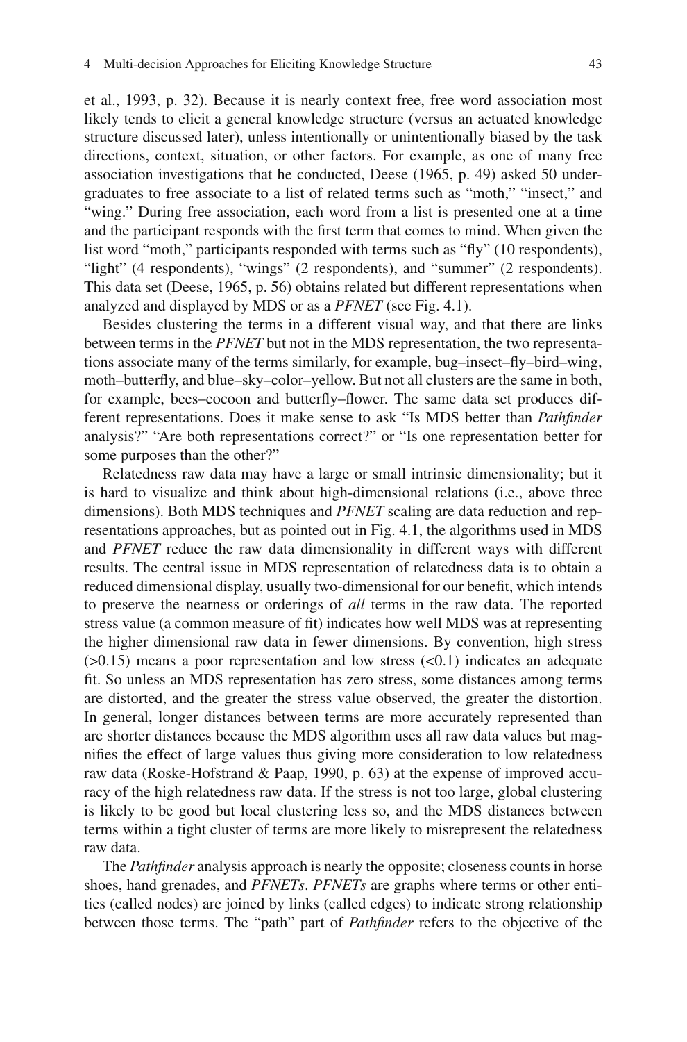et al., 1993, p. 32). Because it is nearly context free, free word association most likely tends to elicit a general knowledge structure (versus an actuated knowledge structure discussed later), unless intentionally or unintentionally biased by the task directions, context, situation, or other factors. For example, as one of many free association investigations that he conducted, Deese (1965, p. 49) asked 50 undergraduates to free associate to a list of related terms such as "moth," "insect," and "wing." During free association, each word from a list is presented one at a time and the participant responds with the first term that comes to mind. When given the list word "moth," participants responded with terms such as "fly" (10 respondents), "light" (4 respondents), "wings" (2 respondents), and "summer" (2 respondents). This data set (Deese, 1965, p. 56) obtains related but different representations when analyzed and displayed by MDS or as a *PFNET* (see Fig. 4.1).

Besides clustering the terms in a different visual way, and that there are links between terms in the *PFNET* but not in the MDS representation, the two representations associate many of the terms similarly, for example, bug–insect–fly–bird–wing, moth–butterfly, and blue–sky–color–yellow. But not all clusters are the same in both, for example, bees–cocoon and butterfly–flower. The same data set produces different representations. Does it make sense to ask "Is MDS better than *Pathfinder* analysis?" "Are both representations correct?" or "Is one representation better for some purposes than the other?"

Relatedness raw data may have a large or small intrinsic dimensionality; but it is hard to visualize and think about high-dimensional relations (i.e., above three dimensions). Both MDS techniques and *PFNET* scaling are data reduction and representations approaches, but as pointed out in Fig. 4.1, the algorithms used in MDS and *PFNET* reduce the raw data dimensionality in different ways with different results. The central issue in MDS representation of relatedness data is to obtain a reduced dimensional display, usually two-dimensional for our benefit, which intends to preserve the nearness or orderings of *all* terms in the raw data. The reported stress value (a common measure of fit) indicates how well MDS was at representing the higher dimensional raw data in fewer dimensions. By convention, high stress (>0.15) means a poor representation and low stress (<0.1) indicates an adequate fit. So unless an MDS representation has zero stress, some distances among terms are distorted, and the greater the stress value observed, the greater the distortion. In general, longer distances between terms are more accurately represented than are shorter distances because the MDS algorithm uses all raw data values but magnifies the effect of large values thus giving more consideration to low relatedness raw data (Roske-Hofstrand & Paap, 1990, p. 63) at the expense of improved accuracy of the high relatedness raw data. If the stress is not too large, global clustering is likely to be good but local clustering less so, and the MDS distances between terms within a tight cluster of terms are more likely to misrepresent the relatedness raw data.

The *Pathfinder* analysis approach is nearly the opposite; closeness counts in horse shoes, hand grenades, and *PFNETs*. *PFNETs* are graphs where terms or other entities (called nodes) are joined by links (called edges) to indicate strong relationship between those terms. The "path" part of *Pathfinder* refers to the objective of the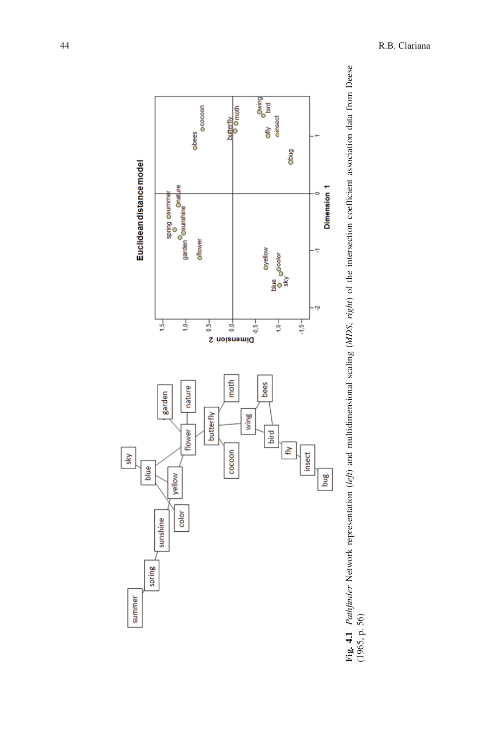**Fig. 4.1** *Pathfinder* Network representation (*left*) and multidimensional scaling (*MDS*, *right*) of the intersection coefficient association data from Deese (1965, p. 56)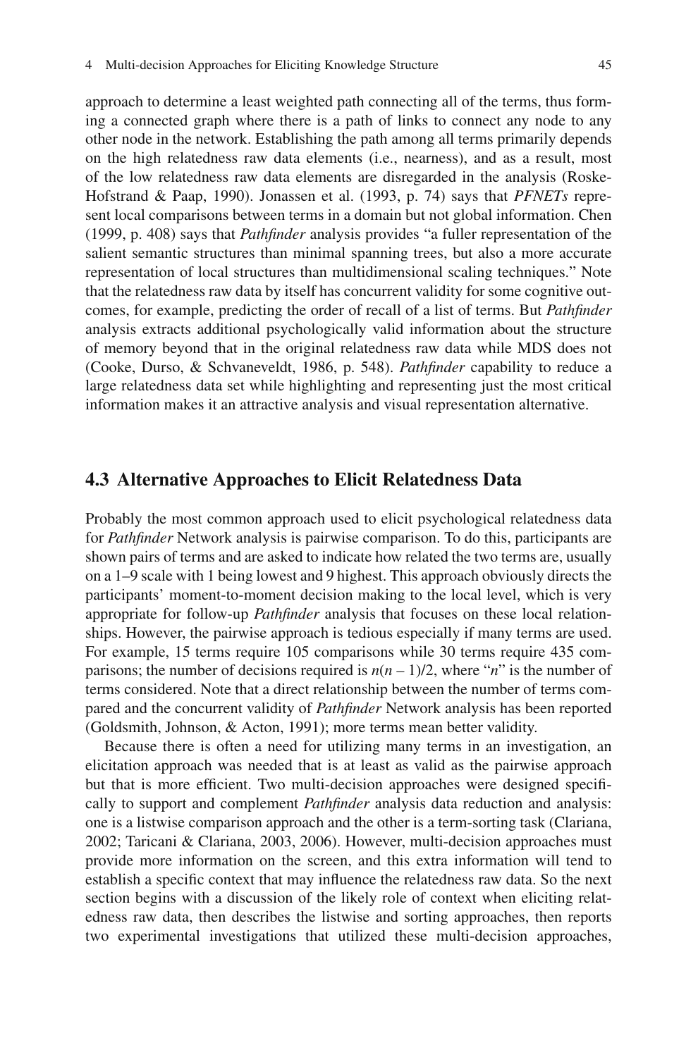approach to determine a least weighted path connecting all of the terms, thus forming a connected graph where there is a path of links to connect any node to any other node in the network. Establishing the path among all terms primarily depends on the high relatedness raw data elements (i.e., nearness), and as a result, most of the low relatedness raw data elements are disregarded in the analysis (Roske-Hofstrand & Paap, 1990). Jonassen et al. (1993, p. 74) says that *PFNETs* represent local comparisons between terms in a domain but not global information. Chen (1999, p. 408) says that *Pathfinder* analysis provides "a fuller representation of the salient semantic structures than minimal spanning trees, but also a more accurate representation of local structures than multidimensional scaling techniques." Note that the relatedness raw data by itself has concurrent validity for some cognitive outcomes, for example, predicting the order of recall of a list of terms. But *Pathfinder* analysis extracts additional psychologically valid information about the structure of memory beyond that in the original relatedness raw data while MDS does not (Cooke, Durso, & Schvaneveldt, 1986, p. 548). *Pathfinder* capability to reduce a large relatedness data set while highlighting and representing just the most critical information makes it an attractive analysis and visual representation alternative.

## 4.3 Alternative Approaches to Elicit Relatedness Data

Probably the most common approach used to elicit psychological relatedness data for *Pathfinder* Network analysis is pairwise comparison. To do this, participants are shown pairs of terms and are asked to indicate how related the two terms are, usually on a 1–9 scale with 1 being lowest and 9 highest. This approach obviously directs the participants' moment-to-moment decision making to the local level, which is very appropriate for follow-up *Pathfinder* analysis that focuses on these local relationships. However, the pairwise approach is tedious especially if many terms are used. For example, 15 terms require 105 comparisons while 30 terms require 435 comparisons; the number of decisions required is $n(n-1)/2$, where "$n$" is the number of terms considered. Note that a direct relationship between the number of terms compared and the concurrent validity of *Pathfinder* Network analysis has been reported (Goldsmith, Johnson, & Acton, 1991); more terms mean better validity.

Because there is often a need for utilizing many terms in an investigation, an elicitation approach was needed that is at least as valid as the pairwise approach but that is more efficient. Two multi-decision approaches were designed specifically to support and complement *Pathfinder* analysis data reduction and analysis: one is a listwise comparison approach and the other is a term-sorting task (Clariana, 2002; Taricani & Clariana, 2003, 2006). However, multi-decision approaches must provide more information on the screen, and this extra information will tend to establish a specific context that may influence the relatedness raw data. So the next section begins with a discussion of the likely role of context when eliciting relatedness raw data, then describes the listwise and sorting approaches, then reports two experimental investigations that utilized these multi-decision approaches,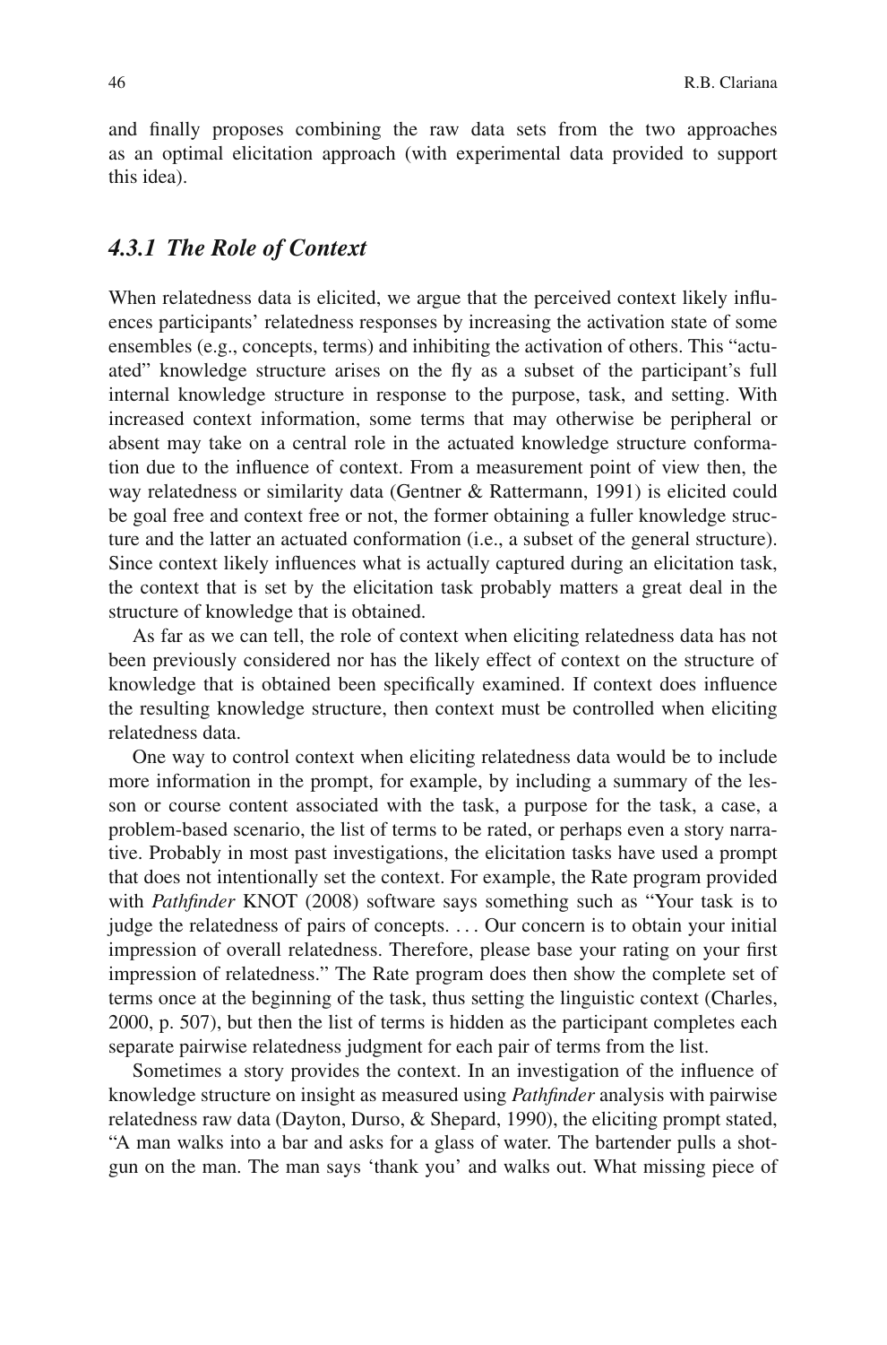and finally proposes combining the raw data sets from the two approaches as an optimal elicitation approach (with experimental data provided to support this idea).

### *4.3.1 The Role of Context*

When relatedness data is elicited, we argue that the perceived context likely influences participants' relatedness responses by increasing the activation state of some ensembles (e.g., concepts, terms) and inhibiting the activation of others. This "actuated" knowledge structure arises on the fly as a subset of the participant's full internal knowledge structure in response to the purpose, task, and setting. With increased context information, some terms that may otherwise be peripheral or absent may take on a central role in the actuated knowledge structure conformation due to the influence of context. From a measurement point of view then, the way relatedness or similarity data (Gentner & Rattermann, 1991) is elicited could be goal free and context free or not, the former obtaining a fuller knowledge structure and the latter an actuated conformation (i.e., a subset of the general structure). Since context likely influences what is actually captured during an elicitation task, the context that is set by the elicitation task probably matters a great deal in the structure of knowledge that is obtained.

As far as we can tell, the role of context when eliciting relatedness data has not been previously considered nor has the likely effect of context on the structure of knowledge that is obtained been specifically examined. If context does influence the resulting knowledge structure, then context must be controlled when eliciting relatedness data.

One way to control context when eliciting relatedness data would be to include more information in the prompt, for example, by including a summary of the lesson or course content associated with the task, a purpose for the task, a case, a problem-based scenario, the list of terms to be rated, or perhaps even a story narrative. Probably in most past investigations, the elicitation tasks have used a prompt that does not intentionally set the context. For example, the Rate program provided with *Pathfinder* KNOT (2008) software says something such as "Your task is to judge the relatedness of pairs of concepts. . . . Our concern is to obtain your initial impression of overall relatedness. Therefore, please base your rating on your first impression of relatedness." The Rate program does then show the complete set of terms once at the beginning of the task, thus setting the linguistic context (Charles, 2000, p. 507), but then the list of terms is hidden as the participant completes each separate pairwise relatedness judgment for each pair of terms from the list.

Sometimes a story provides the context. In an investigation of the influence of knowledge structure on insight as measured using *Pathfinder* analysis with pairwise relatedness raw data (Dayton, Durso, & Shepard, 1990), the eliciting prompt stated, "A man walks into a bar and asks for a glass of water. The bartender pulls a shotgun on the man. The man says 'thank you' and walks out. What missing piece of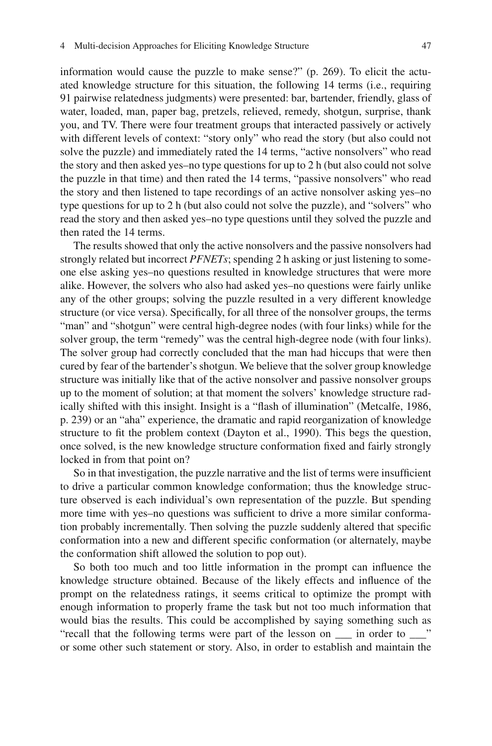information would cause the puzzle to make sense?" (p. 269). To elicit the actuated knowledge structure for this situation, the following 14 terms (i.e., requiring 91 pairwise relatedness judgments) were presented: bar, bartender, friendly, glass of water, loaded, man, paper bag, pretzels, relieved, remedy, shotgun, surprise, thank you, and TV. There were four treatment groups that interacted passively or actively with different levels of context: "story only" who read the story (but also could not solve the puzzle) and immediately rated the 14 terms, "active nonsolvers" who read the story and then asked yes–no type questions for up to 2 h (but also could not solve the puzzle in that time) and then rated the 14 terms, "passive nonsolvers" who read the story and then listened to tape recordings of an active nonsolver asking yes–no type questions for up to 2 h (but also could not solve the puzzle), and "solvers" who read the story and then asked yes–no type questions until they solved the puzzle and then rated the 14 terms.

The results showed that only the active nonsolvers and the passive nonsolvers had strongly related but incorrect *PFNETs*; spending 2 h asking or just listening to someone else asking yes–no questions resulted in knowledge structures that were more alike. However, the solvers who also had asked yes–no questions were fairly unlike any of the other groups; solving the puzzle resulted in a very different knowledge structure (or vice versa). Specifically, for all three of the nonsolver groups, the terms "man" and "shotgun" were central high-degree nodes (with four links) while for the solver group, the term "remedy" was the central high-degree node (with four links). The solver group had correctly concluded that the man had hiccups that were then cured by fear of the bartender's shotgun. We believe that the solver group knowledge structure was initially like that of the active nonsolver and passive nonsolver groups up to the moment of solution; at that moment the solvers' knowledge structure radically shifted with this insight. Insight is a "flash of illumination" (Metcalfe, 1986, p. 239) or an "aha" experience, the dramatic and rapid reorganization of knowledge structure to fit the problem context (Dayton et al., 1990). This begs the question, once solved, is the new knowledge structure conformation fixed and fairly strongly locked in from that point on?

So in that investigation, the puzzle narrative and the list of terms were insufficient to drive a particular common knowledge conformation; thus the knowledge structure observed is each individual's own representation of the puzzle. But spending more time with yes–no questions was sufficient to drive a more similar conformation probably incrementally. Then solving the puzzle suddenly altered that specific conformation into a new and different specific conformation (or alternately, maybe the conformation shift allowed the solution to pop out).

So both too much and too little information in the prompt can influence the knowledge structure obtained. Because of the likely effects and influence of the prompt on the relatedness ratings, it seems critical to optimize the prompt with enough information to properly frame the task but not too much information that would bias the results. This could be accomplished by saying something such as "recall that the following terms were part of the lesson on ___ in order to ___" or some other such statement or story. Also, in order to establish and maintain the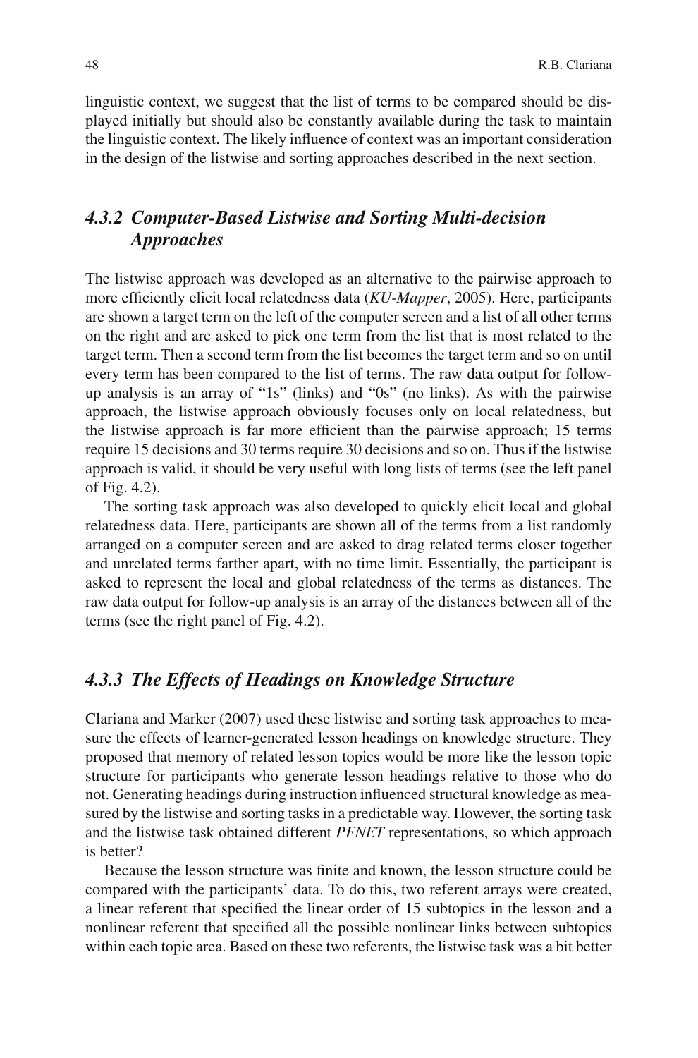linguistic context, we suggest that the list of terms to be compared should be displayed initially but should also be constantly available during the task to maintain the linguistic context. The likely influence of context was an important consideration in the design of the listwise and sorting approaches described in the next section.

### *4.3.2 Computer-Based Listwise and Sorting Multi-decision Approaches*

The listwise approach was developed as an alternative to the pairwise approach to more efficiently elicit local relatedness data (*KU-Mapper*, 2005). Here, participants are shown a target term on the left of the computer screen and a list of all other terms on the right and are asked to pick one term from the list that is most related to the target term. Then a second term from the list becomes the target term and so on until every term has been compared to the list of terms. The raw data output for follow-up analysis is an array of "1s" (links) and "0s" (no links). As with the pairwise approach, the listwise approach obviously focuses only on local relatedness, but the listwise approach is far more efficient than the pairwise approach; 15 terms require 15 decisions and 30 terms require 30 decisions and so on. Thus if the listwise approach is valid, it should be very useful with long lists of terms (see the left panel of Fig. 4.2).

The sorting task approach was also developed to quickly elicit local and global relatedness data. Here, participants are shown all of the terms from a list randomly arranged on a computer screen and are asked to drag related terms closer together and unrelated terms farther apart, with no time limit. Essentially, the participant is asked to represent the local and global relatedness of the terms as distances. The raw data output for follow-up analysis is an array of the distances between all of the terms (see the right panel of Fig. 4.2).

### *4.3.3 The Effects of Headings on Knowledge Structure*

Clariana and Marker (2007) used these listwise and sorting task approaches to measure the effects of learner-generated lesson headings on knowledge structure. They proposed that memory of related lesson topics would be more like the lesson topic structure for participants who generate lesson headings relative to those who do not. Generating headings during instruction influenced structural knowledge as measured by the listwise and sorting tasks in a predictable way. However, the sorting task and the listwise task obtained different *PFNET* representations, so which approach is better?

Because the lesson structure was finite and known, the lesson structure could be compared with the participants' data. To do this, two referent arrays were created, a linear referent that specified the linear order of 15 subtopics in the lesson and a nonlinear referent that specified all the possible nonlinear links between subtopics within each topic area. Based on these two referents, the listwise task was a bit better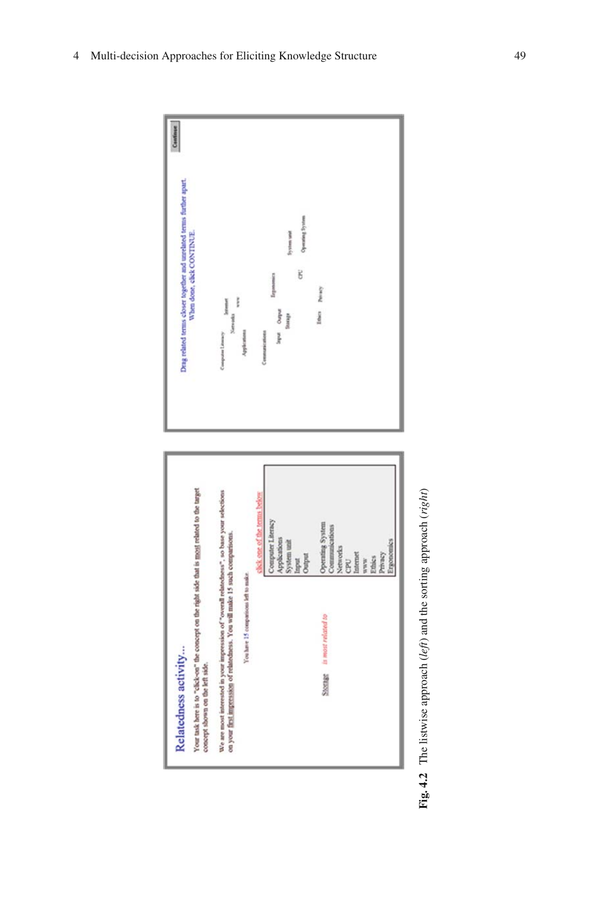**Fig. 4.2** The listwise approach (*left*) and the sorting approach (*right*)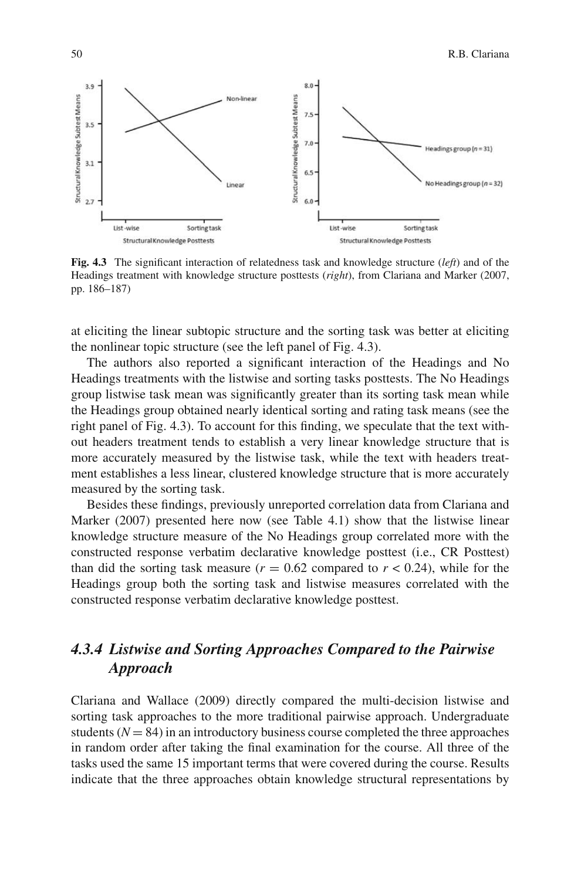**Fig. 4.3** The significant interaction of relatedness task and knowledge structure (*left*) and of the Headings treatment with knowledge structure posttests (*right*), from Clariana and Marker (2007, pp. 186–187)

at eliciting the linear subtopic structure and the sorting task was better at eliciting the nonlinear topic structure (see the left panel of Fig. 4.3).

The authors also reported a significant interaction of the Headings and No Headings treatments with the listwise and sorting tasks posttests. The No Headings group listwise task mean was significantly greater than its sorting task mean while the Headings group obtained nearly identical sorting and rating task means (see the right panel of Fig. 4.3). To account for this finding, we speculate that the text without headers treatment tends to establish a very linear knowledge structure that is more accurately measured by the listwise task, while the text with headers treatment establishes a less linear, clustered knowledge structure that is more accurately measured by the sorting task.

Besides these findings, previously unreported correlation data from Clariana and Marker (2007) presented here now (see Table 4.1) show that the listwise linear knowledge structure measure of the No Headings group correlated more with the constructed response verbatim declarative knowledge posttest (i.e., CR Posttest) than did the sorting task measure ($r = 0.62$ compared to $r < 0.24$), while for the Headings group both the sorting task and listwise measures correlated with the constructed response verbatim declarative knowledge posttest.

### *4.3.4 Listwise and Sorting Approaches Compared to the Pairwise Approach*

Clariana and Wallace (2009) directly compared the multi-decision listwise and sorting task approaches to the more traditional pairwise approach. Undergraduate students ($N = 84$) in an introductory business course completed the three approaches in random order after taking the final examination for the course. All three of the tasks used the same 15 important terms that were covered during the course. Results indicate that the three approaches obtain knowledge structural representations by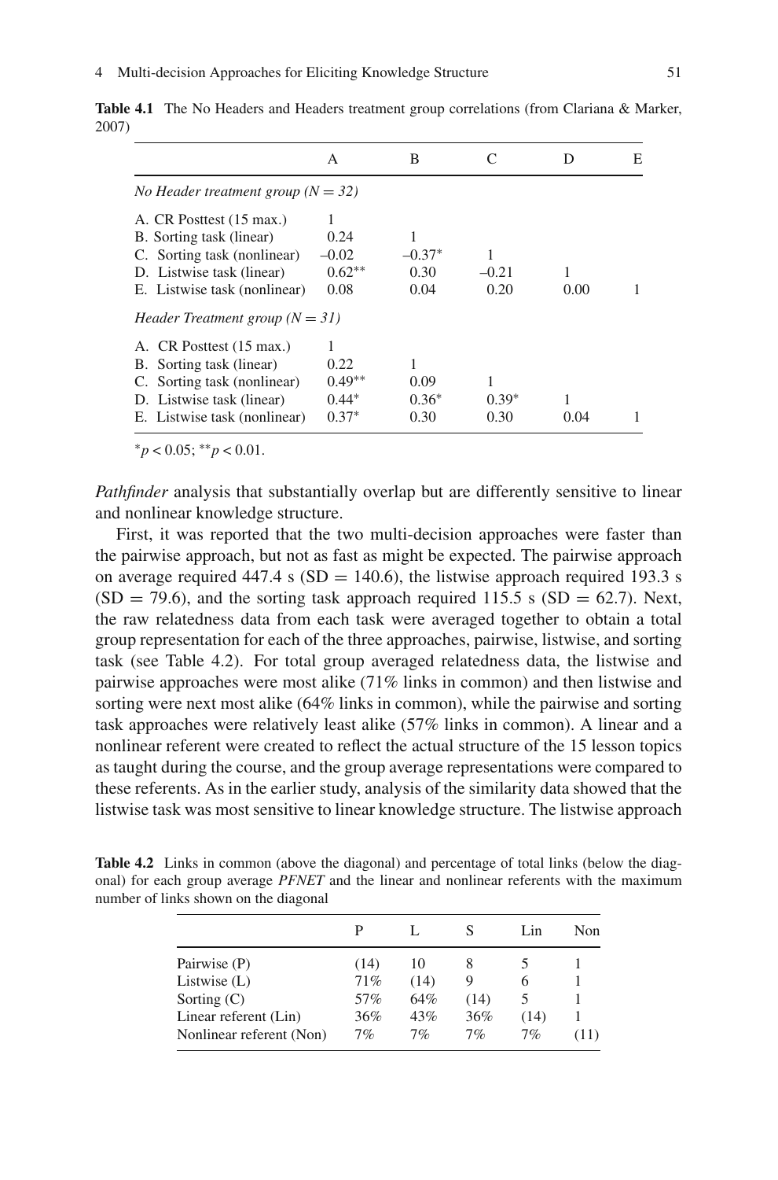**Table 4.1** The No Headers and Headers treatment group correlations (from Clariana & Marker, 2007)

| | A | B | C | D | E |
|---|---|---|---|---|---|
| *No Header treatment group (N = 32)* | | | | | |
| A. CR Posttest (15 max.) | 1 | | | | |
| B. Sorting task (linear) | 0.24 | 1 | | | |
| C. Sorting task (nonlinear) | –0.02 | –0.37* | 1 | | |
| D. Listwise task (linear) | 0.62** | 0.30 | –0.21 | 1 | |
| E. Listwise task (nonlinear) | 0.08 | 0.04 | 0.20 | 0.00 | 1 |
| *Header Treatment group (N = 31)* | | | | | |
| A. CR Posttest (15 max.) | 1 | | | | |
| B. Sorting task (linear) | 0.22 | 1 | | | |
| C. Sorting task (nonlinear) | 0.49** | 0.09 | 1 | | |
| D. Listwise task (linear) | 0.44* | 0.36* | 0.39* | 1 | |
| E. Listwise task (nonlinear) | 0.37* | 0.30 | 0.30 | 0.04 | 1 |

*$p < 0.05$; **$p < 0.01$.

*Pathfinder* analysis that substantially overlap but are differently sensitive to linear and nonlinear knowledge structure.

First, it was reported that the two multi-decision approaches were faster than the pairwise approach, but not as fast as might be expected. The pairwise approach on average required 447.4 s (SD = 140.6), the listwise approach required 193.3 s (SD = 79.6), and the sorting task approach required 115.5 s (SD = 62.7). Next, the raw relatedness data from each task were averaged together to obtain a total group representation for each of the three approaches, pairwise, listwise, and sorting task (see Table 4.2). For total group averaged relatedness data, the listwise and pairwise approaches were most alike (71% links in common) and then listwise and sorting were next most alike (64% links in common), while the pairwise and sorting task approaches were relatively least alike (57% links in common). A linear and a nonlinear referent were created to reflect the actual structure of the 15 lesson topics as taught during the course, and the group average representations were compared to these referents. As in the earlier study, analysis of the similarity data showed that the listwise task was most sensitive to linear knowledge structure. The listwise approach

**Table 4.2** Links in common (above the diagonal) and percentage of total links (below the diagonal) for each group average *PFNET* and the linear and nonlinear referents with the maximum number of links shown on the diagonal

| | P | L | S | Lin | Non |
|---|---|---|---|---|---|
| Pairwise (P) | (14) | 10 | 8 | 5 | 1 |
| Listwise (L) | 71% | (14) | 9 | 6 | 1 |
| Sorting (C) | 57% | 64% | (14) | 5 | 1 |
| Linear referent (Lin) | 36% | 43% | 36% | (14) | 1 |
| Nonlinear referent (Non) | 7% | 7% | 7% | 7% | (11) |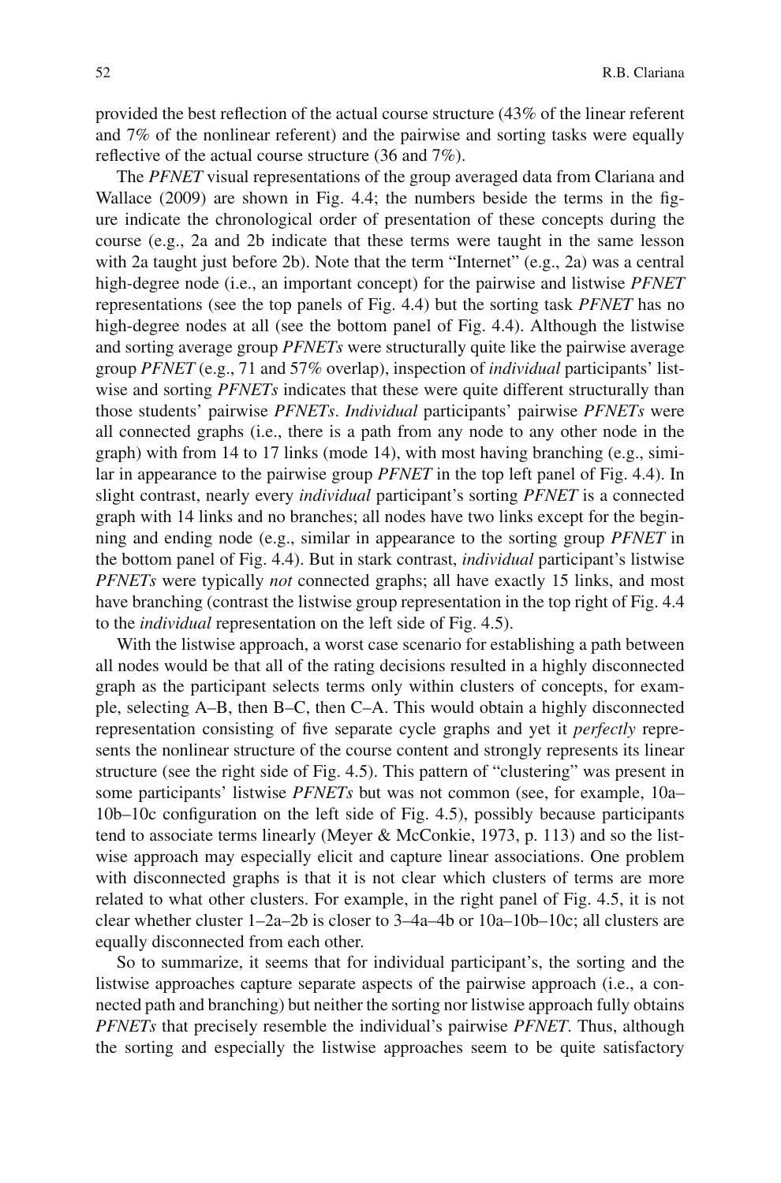provided the best reflection of the actual course structure (43% of the linear referent and 7% of the nonlinear referent) and the pairwise and sorting tasks were equally reflective of the actual course structure (36 and 7%).

The *PFNET* visual representations of the group averaged data from Clariana and Wallace (2009) are shown in Fig. 4.4; the numbers beside the terms in the figure indicate the chronological order of presentation of these concepts during the course (e.g., 2a and 2b indicate that these terms were taught in the same lesson with 2a taught just before 2b). Note that the term "Internet" (e.g., 2a) was a central high-degree node (i.e., an important concept) for the pairwise and listwise *PFNET* representations (see the top panels of Fig. 4.4) but the sorting task *PFNET* has no high-degree nodes at all (see the bottom panel of Fig. 4.4). Although the listwise and sorting average group *PFNETs* were structurally quite like the pairwise average group *PFNET* (e.g., 71 and 57% overlap), inspection of *individual* participants' listwise and sorting *PFNETs* indicates that these were quite different structurally than those students' pairwise *PFNETs*. *Individual* participants' pairwise *PFNETs* were all connected graphs (i.e., there is a path from any node to any other node in the graph) with from 14 to 17 links (mode 14), with most having branching (e.g., similar in appearance to the pairwise group *PFNET* in the top left panel of Fig. 4.4). In slight contrast, nearly every *individual* participant's sorting *PFNET* is a connected graph with 14 links and no branches; all nodes have two links except for the beginning and ending node (e.g., similar in appearance to the sorting group *PFNET* in the bottom panel of Fig. 4.4). But in stark contrast, *individual* participant's listwise *PFNETs* were typically *not* connected graphs; all have exactly 15 links, and most have branching (contrast the listwise group representation in the top right of Fig. 4.4 to the *individual* representation on the left side of Fig. 4.5).

With the listwise approach, a worst case scenario for establishing a path between all nodes would be that all of the rating decisions resulted in a highly disconnected graph as the participant selects terms only within clusters of concepts, for example, selecting A–B, then B–C, then C–A. This would obtain a highly disconnected representation consisting of five separate cycle graphs and yet it *perfectly* represents the nonlinear structure of the course content and strongly represents its linear structure (see the right side of Fig. 4.5). This pattern of "clustering" was present in some participants' listwise *PFNETs* but was not common (see, for example, 10a–10b–10c configuration on the left side of Fig. 4.5), possibly because participants tend to associate terms linearly (Meyer & McConkie, 1973, p. 113) and so the listwise approach may especially elicit and capture linear associations. One problem with disconnected graphs is that it is not clear which clusters of terms are more related to what other clusters. For example, in the right panel of Fig. 4.5, it is not clear whether cluster 1–2a–2b is closer to 3–4a–4b or 10a–10b–10c; all clusters are equally disconnected from each other.

So to summarize, it seems that for individual participant's, the sorting and the listwise approaches capture separate aspects of the pairwise approach (i.e., a connected path and branching) but neither the sorting nor listwise approach fully obtains *PFNETs* that precisely resemble the individual's pairwise *PFNET*. Thus, although the sorting and especially the listwise approaches seem to be quite satisfactory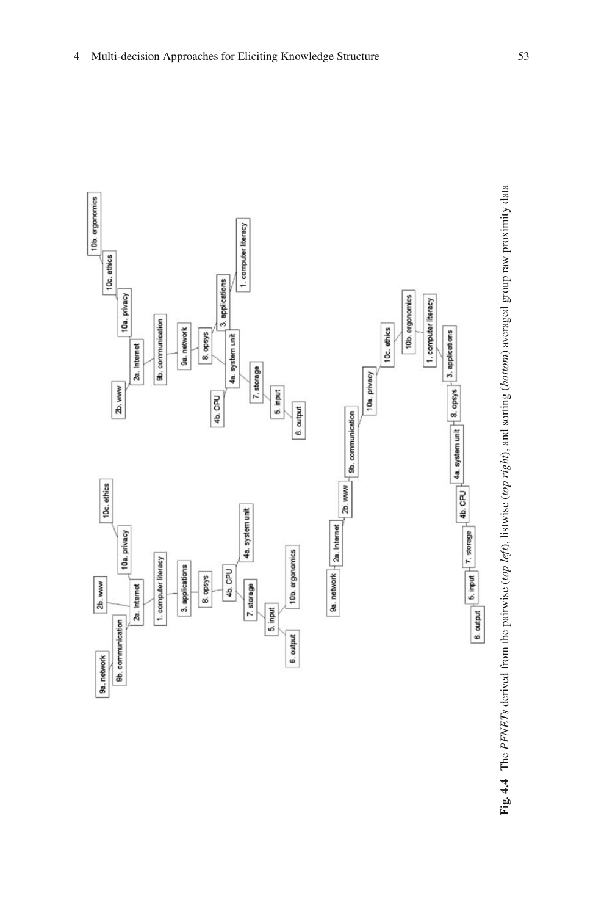**Fig. 4.4** The *PFNETs* derived from the pairwise (*top left*), listwise (*top right*), and sorting (*bottom*) averaged group raw proximity data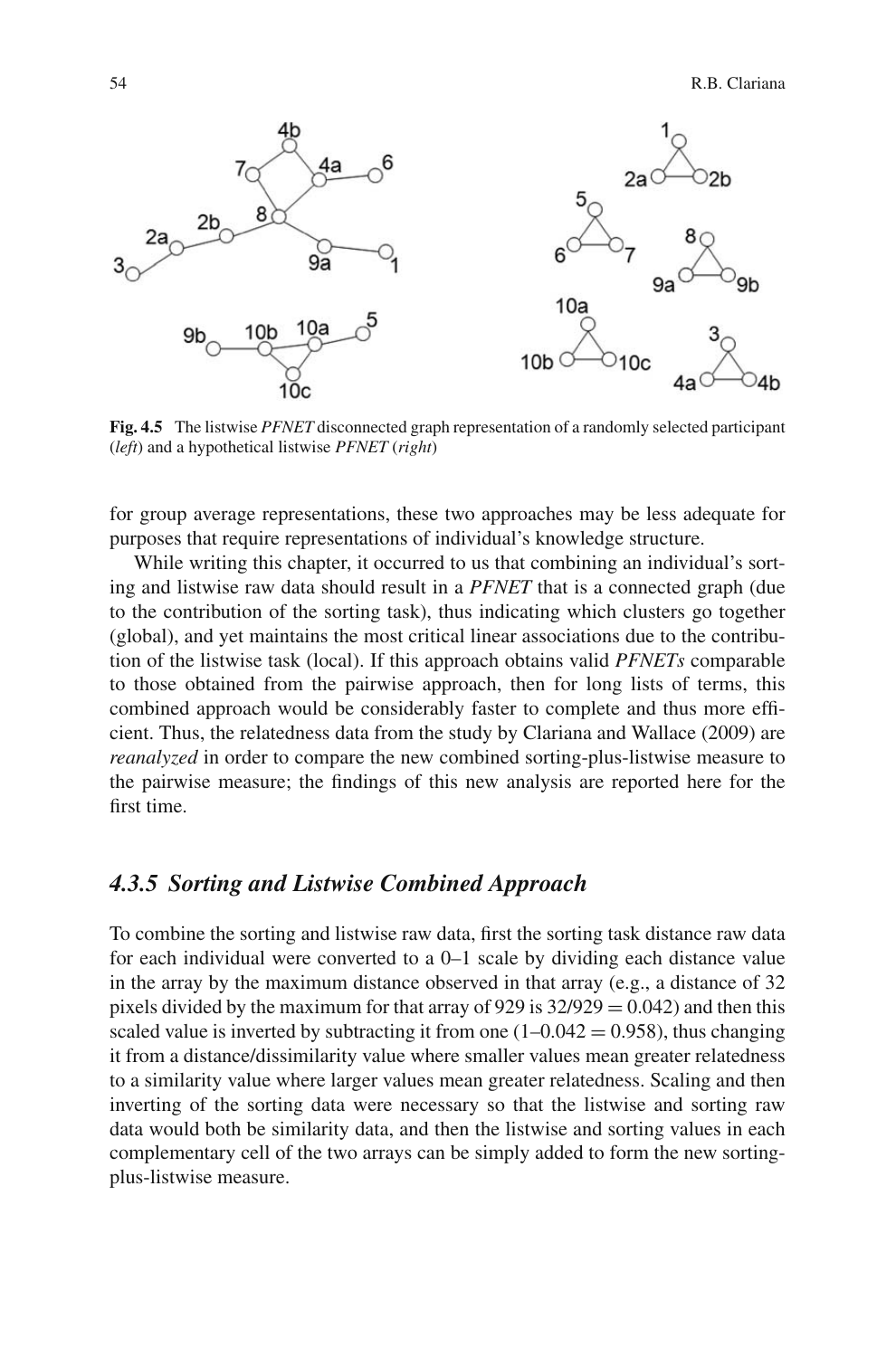**Fig. 4.5** The listwise *PFNET* disconnected graph representation of a randomly selected participant (*left*) and a hypothetical listwise *PFNET* (*right*)

for group average representations, these two approaches may be less adequate for purposes that require representations of individual's knowledge structure.

While writing this chapter, it occurred to us that combining an individual's sorting and listwise raw data should result in a *PFNET* that is a connected graph (due to the contribution of the sorting task), thus indicating which clusters go together (global), and yet maintains the most critical linear associations due to the contribution of the listwise task (local). If this approach obtains valid *PFNETs* comparable to those obtained from the pairwise approach, then for long lists of terms, this combined approach would be considerably faster to complete and thus more efficient. Thus, the relatedness data from the study by Clariana and Wallace (2009) are *reanalyzed* in order to compare the new combined sorting-plus-listwise measure to the pairwise measure; the findings of this new analysis are reported here for the first time.

### *4.3.5 Sorting and Listwise Combined Approach*

To combine the sorting and listwise raw data, first the sorting task distance raw data for each individual were converted to a 0–1 scale by dividing each distance value in the array by the maximum distance observed in that array (e.g., a distance of 32 pixels divided by the maximum for that array of 929 is $32/929 = 0.042$) and then this scaled value is inverted by subtracting it from one ($1–0.042 = 0.958$), thus changing it from a distance/dissimilarity value where smaller values mean greater relatedness to a similarity value where larger values mean greater relatedness. Scaling and then inverting of the sorting data were necessary so that the listwise and sorting raw data would both be similarity data, and then the listwise and sorting values in each complementary cell of the two arrays can be simply added to form the new sorting-plus-listwise measure.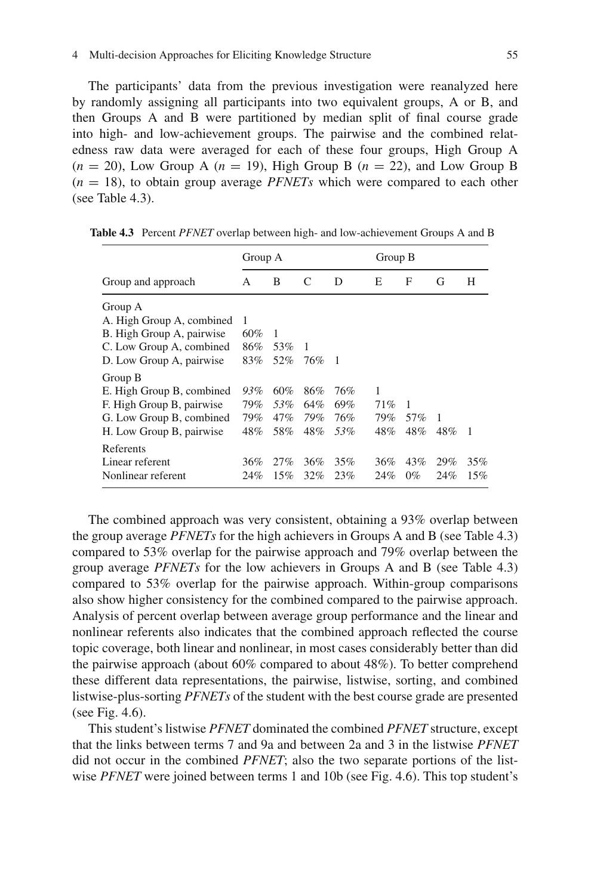The participants' data from the previous investigation were reanalyzed here by randomly assigning all participants into two equivalent groups, A or B, and then Groups A and B were partitioned by median split of final course grade into high- and low-achievement groups. The pairwise and the combined relatedness raw data were averaged for each of these four groups, High Group A ($n = 20$), Low Group A ($n = 19$), High Group B ($n = 22$), and Low Group B ($n = 18$), to obtain group average *PFNETs* which were compared to each other (see Table 4.3).

**Table 4.3** Percent *PFNET* overlap between high- and low-achievement Groups A and B

| | Group A | | | | Group B | | | |
|---|---|---|---|---|---|---|---|---|
| Group and approach | A | B | C | D | E | F | G | H |
| Group A | | | | | | | | |
| A. High Group A, combined | 1 | | | | | | | |
| B. High Group A, pairwise | 60% | 1 | | | | | | |
| C. Low Group A, combined | 86% | 53% | 1 | | | | | |
| D. Low Group A, pairwise | 83% | 52% | 76% | 1 | | | | |
| Group B | | | | | | | | |
| E. High Group B, combined | *93%* | 60% | 86% | 76% | 1 | | | |
| F. High Group B, pairwise | 79% | *53%* | 64% | 69% | 71% | 1 | | |
| G. Low Group B, combined | 79% | 47% | *79%* | 76% | 79% | 57% | 1 | |
| H. Low Group B, pairwise | 48% | 58% | 48% | *53%* | 48% | 48% | 48% | 1 |
| Referents | | | | | | | | |
| Linear referent | 36% | 27% | 36% | 35% | 36% | 43% | 29% | 35% |
| Nonlinear referent | 24% | 15% | 32% | 23% | 24% | 0% | 24% | 15% |

The combined approach was very consistent, obtaining a 93% overlap between the group average *PFNETs* for the high achievers in Groups A and B (see Table 4.3) compared to 53% overlap for the pairwise approach and 79% overlap between the group average *PFNETs* for the low achievers in Groups A and B (see Table 4.3) compared to 53% overlap for the pairwise approach. Within-group comparisons also show higher consistency for the combined compared to the pairwise approach. Analysis of percent overlap between average group performance and the linear and nonlinear referents also indicates that the combined approach reflected the course topic coverage, both linear and nonlinear, in most cases considerably better than did the pairwise approach (about 60% compared to about 48%). To better comprehend these different data representations, the pairwise, listwise, sorting, and combined listwise-plus-sorting *PFNETs* of the student with the best course grade are presented (see Fig. 4.6).

This student's listwise *PFNET* dominated the combined *PFNET* structure, except that the links between terms 7 and 9a and between 2a and 3 in the listwise *PFNET* did not occur in the combined *PFNET*; also the two separate portions of the listwise *PFNET* were joined between terms 1 and 10b (see Fig. 4.6). This top student's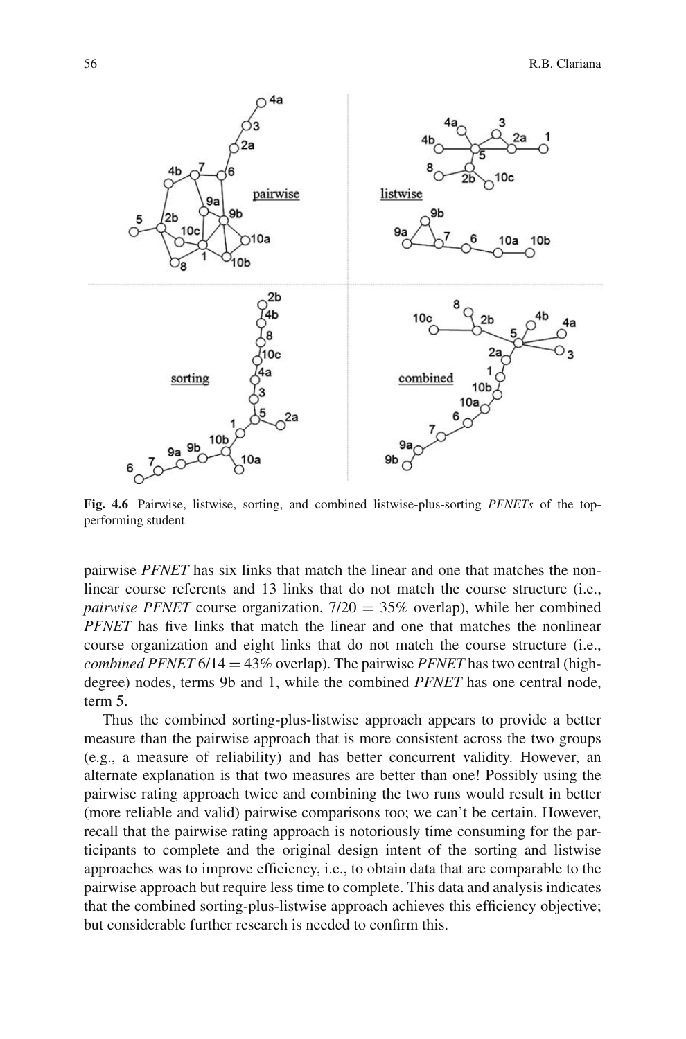**Fig. 4.6** Pairwise, listwise, sorting, and combined listwise-plus-sorting *PFNETs* of the top-performing student

pairwise *PFNET* has six links that match the linear and one that matches the non-linear course referents and 13 links that do not match the course structure (i.e., *pairwise PFNET* course organization, 7/20 = 35% overlap), while her combined *PFNET* has five links that match the linear and one that matches the nonlinear course organization and eight links that do not match the course structure (i.e., *combined PFNET* 6/14 = 43% overlap). The pairwise *PFNET* has two central (high-degree) nodes, terms 9b and 1, while the combined *PFNET* has one central node, term 5.

Thus the combined sorting-plus-listwise approach appears to provide a better measure than the pairwise approach that is more consistent across the two groups (e.g., a measure of reliability) and has better concurrent validity. However, an alternate explanation is that two measures are better than one! Possibly using the pairwise rating approach twice and combining the two runs would result in better (more reliable and valid) pairwise comparisons too; we can't be certain. However, recall that the pairwise rating approach is notoriously time consuming for the participants to complete and the original design intent of the sorting and listwise approaches was to improve efficiency, i.e., to obtain data that are comparable to the pairwise approach but require less time to complete. This data and analysis indicates that the combined sorting-plus-listwise approach achieves this efficiency objective; but considerable further research is needed to confirm this.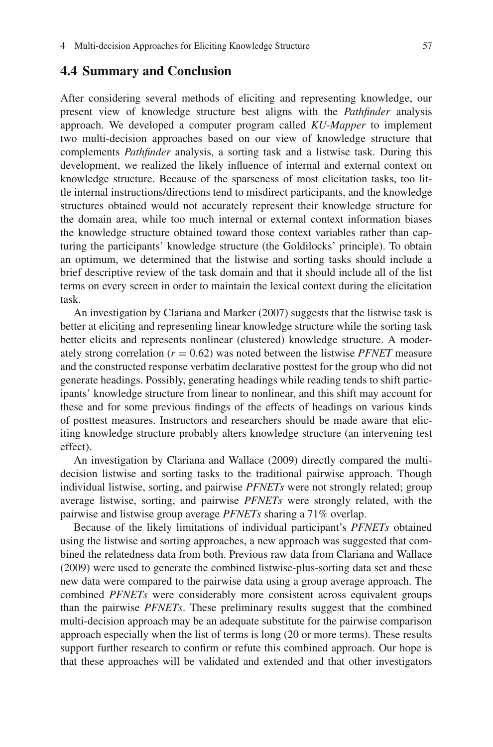## 4.4 Summary and Conclusion

After considering several methods of eliciting and representing knowledge, our present view of knowledge structure best aligns with the *Pathfinder* analysis approach. We developed a computer program called *KU-Mapper* to implement two multi-decision approaches based on our view of knowledge structure that complements *Pathfinder* analysis, a sorting task and a listwise task. During this development, we realized the likely influence of internal and external context on knowledge structure. Because of the sparseness of most elicitation tasks, too little internal instructions/directions tend to misdirect participants, and the knowledge structures obtained would not accurately represent their knowledge structure for the domain area, while too much internal or external context information biases the knowledge structure obtained toward those context variables rather than capturing the participants' knowledge structure (the Goldilocks' principle). To obtain an optimum, we determined that the listwise and sorting tasks should include a brief descriptive review of the task domain and that it should include all of the list terms on every screen in order to maintain the lexical context during the elicitation task.

An investigation by Clariana and Marker (2007) suggests that the listwise task is better at eliciting and representing linear knowledge structure while the sorting task better elicits and represents nonlinear (clustered) knowledge structure. A moderately strong correlation ($r = 0.62$) was noted between the listwise *PFNET* measure and the constructed response verbatim declarative posttest for the group who did not generate headings. Possibly, generating headings while reading tends to shift participants' knowledge structure from linear to nonlinear, and this shift may account for these and for some previous findings of the effects of headings on various kinds of posttest measures. Instructors and researchers should be made aware that eliciting knowledge structure probably alters knowledge structure (an intervening test effect).

An investigation by Clariana and Wallace (2009) directly compared the multi-decision listwise and sorting tasks to the traditional pairwise approach. Though individual listwise, sorting, and pairwise *PFNETs* were not strongly related; group average listwise, sorting, and pairwise *PFNETs* were strongly related, with the pairwise and listwise group average *PFNETs* sharing a 71% overlap.

Because of the likely limitations of individual participant's *PFNETs* obtained using the listwise and sorting approaches, a new approach was suggested that combined the relatedness data from both. Previous raw data from Clariana and Wallace (2009) were used to generate the combined listwise-plus-sorting data set and these new data were compared to the pairwise data using a group average approach. The combined *PFNETs* were considerably more consistent across equivalent groups than the pairwise *PFNETs*. These preliminary results suggest that the combined multi-decision approach may be an adequate substitute for the pairwise comparison approach especially when the list of terms is long (20 or more terms). These results support further research to confirm or refute this combined approach. Our hope is that these approaches will be validated and extended and that other investigators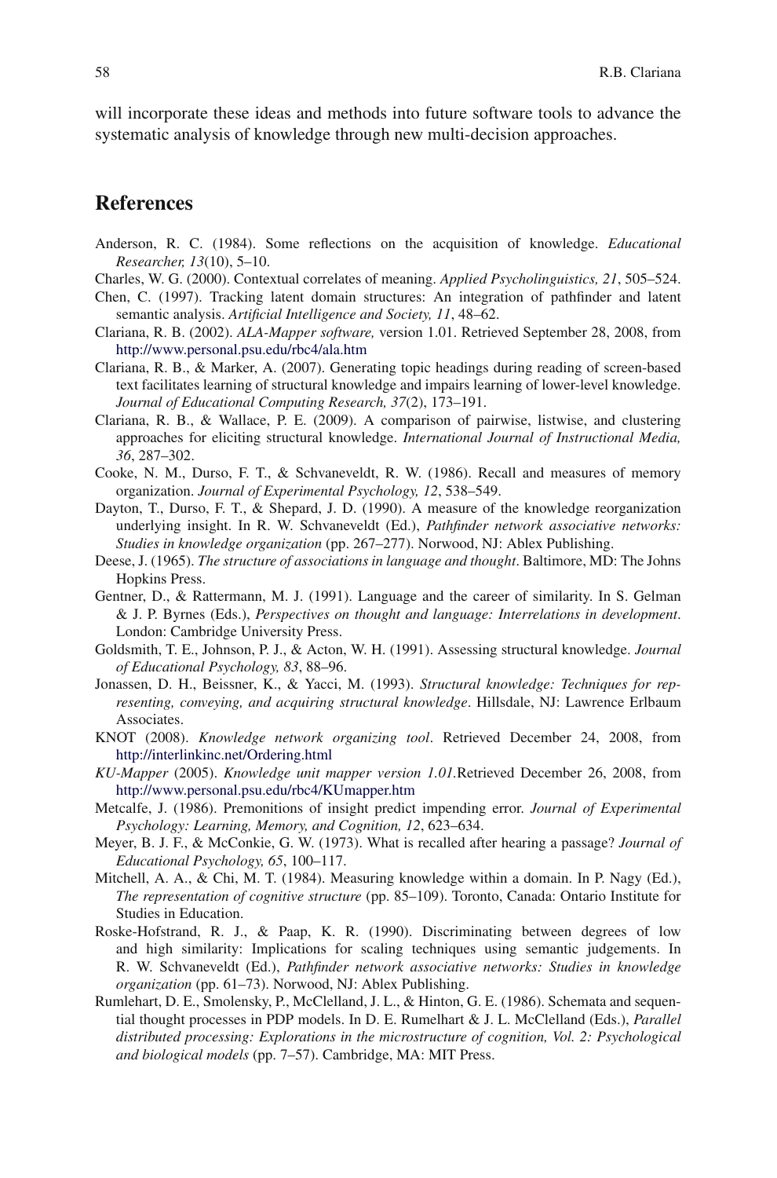will incorporate these ideas and methods into future software tools to advance the systematic analysis of knowledge through new multi-decision approaches.

## References

Anderson, R. C. (1984). Some reflections on the acquisition of knowledge. *Educational Researcher, 13*(10), 5–10.

Charles, W. G. (2000). Contextual correlates of meaning. *Applied Psycholinguistics, 21*, 505–524.

Chen, C. (1997). Tracking latent domain structures: An integration of pathfinder and latent semantic analysis. *Artificial Intelligence and Society, 11*, 48–62.

Clariana, R. B. (2002). *ALA-Mapper software,* version 1.01. Retrieved September 28, 2008, from http://www.personal.psu.edu/rbc4/ala.htm

Clariana, R. B., & Marker, A. (2007). Generating topic headings during reading of screen-based text facilitates learning of structural knowledge and impairs learning of lower-level knowledge. *Journal of Educational Computing Research, 37*(2), 173–191.

Clariana, R. B., & Wallace, P. E. (2009). A comparison of pairwise, listwise, and clustering approaches for eliciting structural knowledge. *International Journal of Instructional Media, 36*, 287–302.

Cooke, N. M., Durso, F. T., & Schvaneveldt, R. W. (1986). Recall and measures of memory organization. *Journal of Experimental Psychology, 12*, 538–549.

Dayton, T., Durso, F. T., & Shepard, J. D. (1990). A measure of the knowledge reorganization underlying insight. In R. W. Schvaneveldt (Ed.), *Pathfinder network associative networks: Studies in knowledge organization* (pp. 267–277). Norwood, NJ: Ablex Publishing.

Deese, J. (1965). *The structure of associations in language and thought*. Baltimore, MD: The Johns Hopkins Press.

Gentner, D., & Rattermann, M. J. (1991). Language and the career of similarity. In S. Gelman & J. P. Byrnes (Eds.), *Perspectives on thought and language: Interrelations in development*. London: Cambridge University Press.

Goldsmith, T. E., Johnson, P. J., & Acton, W. H. (1991). Assessing structural knowledge. *Journal of Educational Psychology, 83*, 88–96.

Jonassen, D. H., Beissner, K., & Yacci, M. (1993). *Structural knowledge: Techniques for representing, conveying, and acquiring structural knowledge*. Hillsdale, NJ: Lawrence Erlbaum Associates.

KNOT (2008). *Knowledge network organizing tool*. Retrieved December 24, 2008, from http://interlinkinc.net/Ordering.html

*KU-Mapper* (2005). *Knowledge unit mapper version 1.01.*Retrieved December 26, 2008, from http://www.personal.psu.edu/rbc4/KUmapper.htm

Metcalfe, J. (1986). Premonitions of insight predict impending error. *Journal of Experimental Psychology: Learning, Memory, and Cognition, 12*, 623–634.

Meyer, B. J. F., & McConkie, G. W. (1973). What is recalled after hearing a passage? *Journal of Educational Psychology, 65*, 100–117.

Mitchell, A. A., & Chi, M. T. (1984). Measuring knowledge within a domain. In P. Nagy (Ed.), *The representation of cognitive structure* (pp. 85–109). Toronto, Canada: Ontario Institute for Studies in Education.

Roske-Hofstrand, R. J., & Paap, K. R. (1990). Discriminating between degrees of low and high similarity: Implications for scaling techniques using semantic judgements. In R. W. Schvaneveldt (Ed.), *Pathfinder network associative networks: Studies in knowledge organization* (pp. 61–73). Norwood, NJ: Ablex Publishing.

Rumlehart, D. E., Smolensky, P., McClelland, J. L., & Hinton, G. E. (1986). Schemata and sequential thought processes in PDP models. In D. E. Rumelhart & J. L. McClelland (Eds.), *Parallel distributed processing: Explorations in the microstructure of cognition, Vol. 2: Psychological and biological models* (pp. 7–57). Cambridge, MA: MIT Press.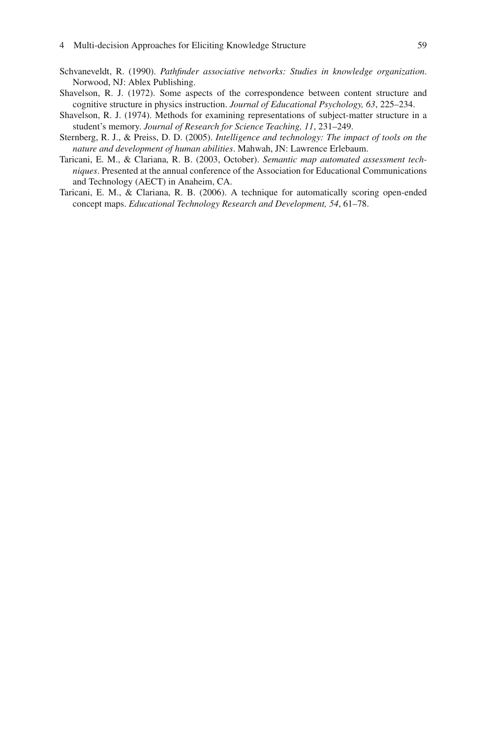Schvaneveldt, R. (1990). *Pathfinder associative networks: Studies in knowledge organization*. Norwood, NJ: Ablex Publishing.

Shavelson, R. J. (1972). Some aspects of the correspondence between content structure and cognitive structure in physics instruction. *Journal of Educational Psychology, 63*, 225–234.

Shavelson, R. J. (1974). Methods for examining representations of subject-matter structure in a student's memory. *Journal of Research for Science Teaching, 11*, 231–249.

Sternberg, R. J., & Preiss, D. D. (2005). *Intelligence and technology: The impact of tools on the nature and development of human abilities*. Mahwah, JN: Lawrence Erlebaum.

Taricani, E. M., & Clariana, R. B. (2003, October). *Semantic map automated assessment techniques*. Presented at the annual conference of the Association for Educational Communications and Technology (AECT) in Anaheim, CA.

Taricani, E. M., & Clariana, R. B. (2006). A technique for automatically scoring open-ended concept maps. *Educational Technology Research and Development, 54*, 61–78.